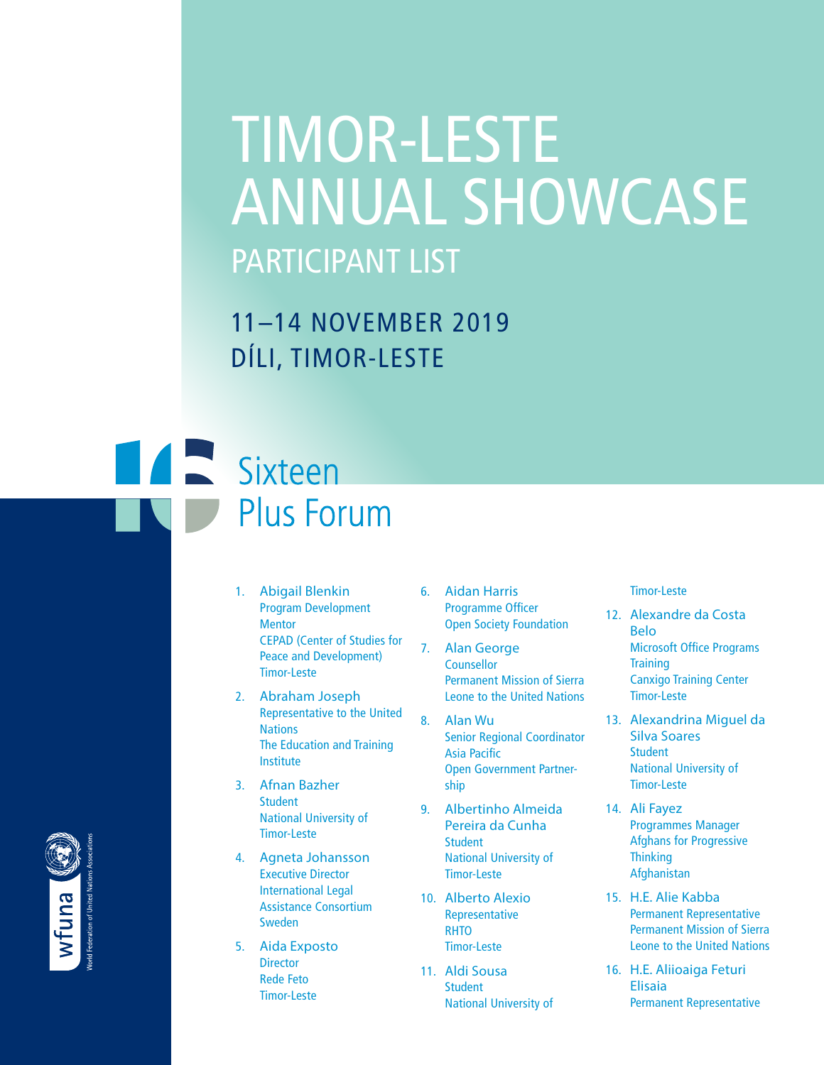# TIMOR-LESTE ANNUAL SHOWCASE

## PARTICIPANT LIST

### 11–14 NOVEMBER 2019
### DÍLI, TIMOR-LESTE

Sixteen Plus Forum

1. Abigail Blenkin
   Program Development Mentor
   CEPAD (Center of Studies for Peace and Development)
   Timor-Leste

2. Abraham Joseph
   Representative to the United Nations
   The Education and Training Institute

3. Afnan Bazher
   Student
   National University of Timor-Leste

4. Agneta Johansson
   Executive Director
   International Legal Assistance Consortium
   Sweden

5. Aida Exposto
   Director
   Rede Feto
   Timor-Leste

6. Aidan Harris
   Programme Officer
   Open Society Foundation

7. Alan George
   Counsellor
   Permanent Mission of Sierra Leone to the United Nations

8. Alan Wu
   Senior Regional Coordinator Asia Pacific
   Open Government Partnership

9. Albertinho Almeida Pereira da Cunha
   Student
   National University of Timor-Leste

10. Alberto Alexio
    Representative
    RHTO
    Timor-Leste

11. Aldi Sousa
    Student
    National University of Timor-Leste

12. Alexandre da Costa Belo
    Microsoft Office Programs Training
    Canxigo Training Center
    Timor-Leste

13. Alexandrina Miguel da Silva Soares
    Student
    National University of Timor-Leste

14. Ali Fayez
    Programmes Manager
    Afghans for Progressive Thinking
    Afghanistan

15. H.E. Alie Kabba
    Permanent Representative
    Permanent Mission of Sierra Leone to the United Nations

16. H.E. Aliioaiga Feturi Elisaia
    Permanent Representative

wfuna
World Federation of United Nations Associations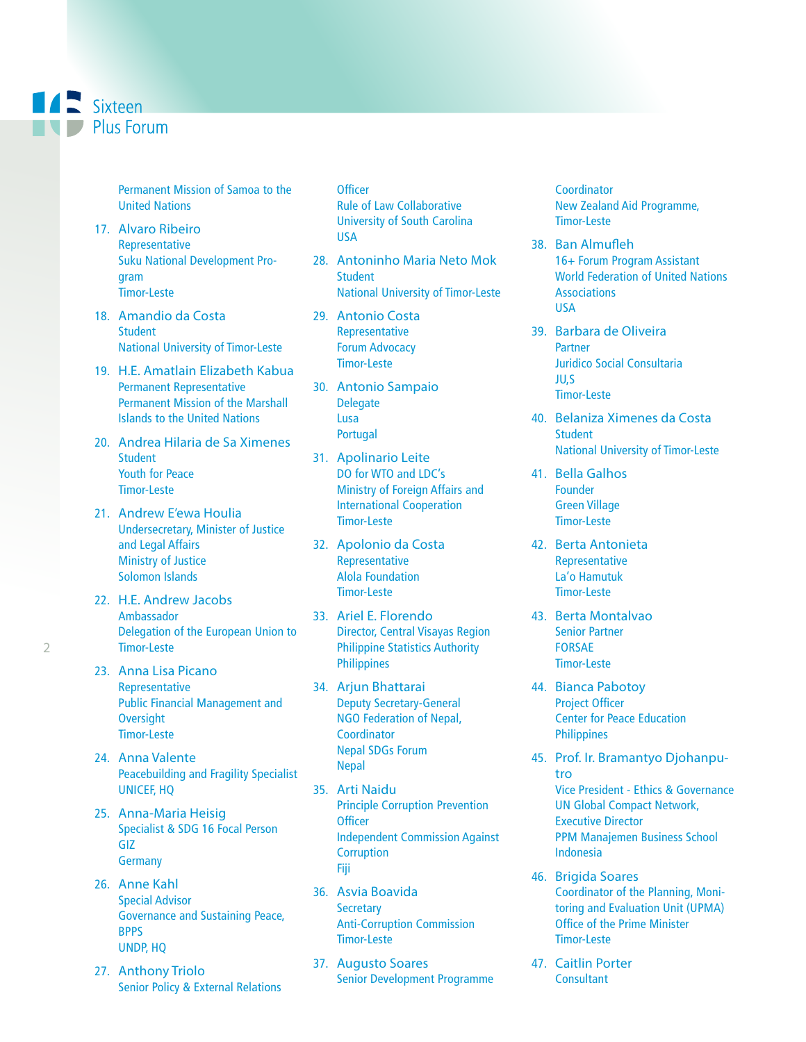Permanent Mission of Samoa to the United Nations

17. Alvaro Ribeiro
    Representative
    Suku National Development Program
    Timor-Leste

18. Amandio da Costa
    Student
    National University of Timor-Leste

19. H.E. Amatlain Elizabeth Kabua
    Permanent Representative
    Permanent Mission of the Marshall Islands to the United Nations

20. Andrea Hilaria de Sa Ximenes
    Student
    Youth for Peace
    Timor-Leste

21. Andrew E'ewa Houlia
    Undersecretary, Minister of Justice and Legal Affairs
    Ministry of Justice
    Solomon Islands

22. H.E. Andrew Jacobs
    Ambassador
    Delegation of the European Union to Timor-Leste

23. Anna Lisa Picano
    Representative
    Public Financial Management and Oversight
    Timor-Leste

24. Anna Valente
    Peacebuilding and Fragility Specialist
    UNICEF, HQ

25. Anna-Maria Heisig
    Specialist & SDG 16 Focal Person
    GIZ
    Germany

26. Anne Kahl
    Special Advisor
    Governance and Sustaining Peace, BPPS
    UNDP, HQ

27. Anthony Triolo
    Senior Policy & External Relations Officer
    Rule of Law Collaborative
    University of South Carolina
    USA

28. Antoninho Maria Neto Mok
    Student
    National University of Timor-Leste

29. Antonio Costa
    Representative
    Forum Advocacy
    Timor-Leste

30. Antonio Sampaio
    Delegate
    Lusa
    Portugal

31. Apolinario Leite
    DO for WTO and LDC's
    Ministry of Foreign Affairs and International Cooperation
    Timor-Leste

32. Apolonio da Costa
    Representative
    Alola Foundation
    Timor-Leste

33. Ariel E. Florendo
    Director, Central Visayas Region
    Philippine Statistics Authority
    Philippines

34. Arjun Bhattarai
    Deputy Secretary-General
    NGO Federation of Nepal,
    Coordinator
    Nepal SDGs Forum
    Nepal

35. Arti Naidu
    Principle Corruption Prevention Officer
    Independent Commission Against Corruption
    Fiji

36. Asvia Boavida
    Secretary
    Anti-Corruption Commission
    Timor-Leste

37. Augusto Soares
    Senior Development Programme Coordinator
    New Zealand Aid Programme,
    Timor-Leste

38. Ban Almufleh
    16+ Forum Program Assistant
    World Federation of United Nations Associations
    USA

39. Barbara de Oliveira
    Partner
    Juridico Social Consultaria
    JU,S
    Timor-Leste

40. Belaniza Ximenes da Costa
    Student
    National University of Timor-Leste

41. Bella Galhos
    Founder
    Green Village
    Timor-Leste

42. Berta Antonieta
    Representative
    La'o Hamutuk
    Timor-Leste

43. Berta Montalvao
    Senior Partner
    FORSAE
    Timor-Leste

44. Bianca Pabotoy
    Project Officer
    Center for Peace Education
    Philippines

45. Prof. Ir. Bramantyo Djohanputro
    Vice President - Ethics & Governance
    UN Global Compact Network,
    Executive Director
    PPM Manajemen Business School
    Indonesia

46. Brigida Soares
    Coordinator of the Planning, Monitoring and Evaluation Unit (UPMA)
    Office of the Prime Minister
    Timor-Leste

47. Caitlin Porter
    Consultant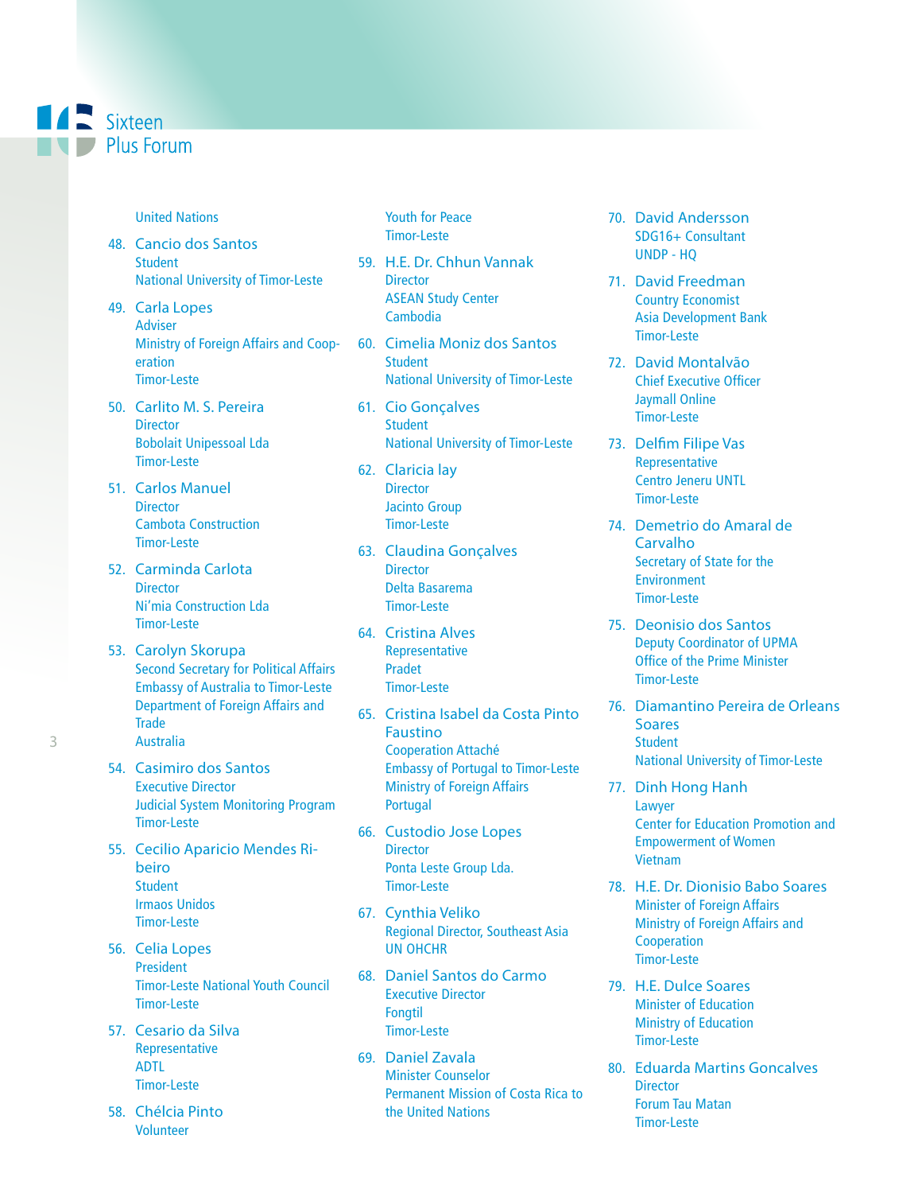United Nations

48. Cancio dos Santos
    Student
    National University of Timor-Leste

49. Carla Lopes
    Adviser
    Ministry of Foreign Affairs and Cooperation
    Timor-Leste

50. Carlito M. S. Pereira
    Director
    Bobolait Unipessoal Lda
    Timor-Leste

51. Carlos Manuel
    Director
    Cambota Construction
    Timor-Leste

52. Carminda Carlota
    Director
    Ni'mia Construction Lda
    Timor-Leste

53. Carolyn Skorupa
    Second Secretary for Political Affairs
    Embassy of Australia to Timor-Leste
    Department of Foreign Affairs and Trade
    Australia

54. Casimiro dos Santos
    Executive Director
    Judicial System Monitoring Program
    Timor-Leste

55. Cecilio Aparicio Mendes Ribeiro
    Student
    Irmaos Unidos
    Timor-Leste

56. Celia Lopes
    President
    Timor-Leste National Youth Council
    Timor-Leste

57. Cesario da Silva
    Representative
    ADTL
    Timor-Leste

58. Chélcia Pinto
    Volunteer
    Youth for Peace
    Timor-Leste

59. H.E. Dr. Chhun Vannak
    Director
    ASEAN Study Center
    Cambodia

60. Cimelia Moniz dos Santos
    Student
    National University of Timor-Leste

61. Cio Gonçalves
    Student
    National University of Timor-Leste

62. Claricia lay
    Director
    Jacinto Group
    Timor-Leste

63. Claudina Gonçalves
    Director
    Delta Basarema
    Timor-Leste

64. Cristina Alves
    Representative
    Pradet
    Timor-Leste

65. Cristina Isabel da Costa Pinto Faustino
    Cooperation Attaché
    Embassy of Portugal to Timor-Leste
    Ministry of Foreign Affairs
    Portugal

66. Custodio Jose Lopes
    Director
    Ponta Leste Group Lda.
    Timor-Leste

67. Cynthia Veliko
    Regional Director, Southeast Asia
    UN OHCHR

68. Daniel Santos do Carmo
    Executive Director
    Fongtil
    Timor-Leste

69. Daniel Zavala
    Minister Counselor
    Permanent Mission of Costa Rica to the United Nations

70. David Andersson
    SDG16+ Consultant
    UNDP - HQ

71. David Freedman
    Country Economist
    Asia Development Bank
    Timor-Leste

72. David Montalvão
    Chief Executive Officer
    Jaymall Online
    Timor-Leste

73. Delfim Filipe Vas
    Representative
    Centro Jeneru UNTL
    Timor-Leste

74. Demetrio do Amaral de Carvalho
    Secretary of State for the Environment
    Timor-Leste

75. Deonisio dos Santos
    Deputy Coordinator of UPMA
    Office of the Prime Minister
    Timor-Leste

76. Diamantino Pereira de Orleans Soares
    Student
    National University of Timor-Leste

77. Dinh Hong Hanh
    Lawyer
    Center for Education Promotion and Empowerment of Women
    Vietnam

78. H.E. Dr. Dionisio Babo Soares
    Minister of Foreign Affairs
    Ministry of Foreign Affairs and Cooperation
    Timor-Leste

79. H.E. Dulce Soares
    Minister of Education
    Ministry of Education
    Timor-Leste

80. Eduarda Martins Goncalves
    Director
    Forum Tau Matan
    Timor-Leste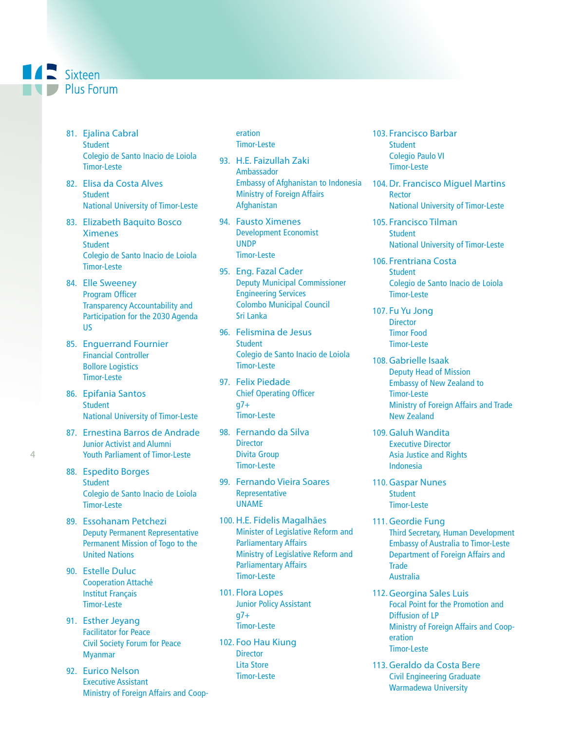81. Ejalina Cabral
    Student
    Colegio de Santo Inacio de Loiola
    Timor-Leste

82. Elisa da Costa Alves
    Student
    National University of Timor-Leste

83. Elizabeth Baquito Bosco Ximenes
    Student
    Colegio de Santo Inacio de Loiola
    Timor-Leste

84. Elle Sweeney
    Program Officer
    Transparency Accountability and Participation for the 2030 Agenda
    US

85. Enguerrand Fournier
    Financial Controller
    Bollore Logistics
    Timor-Leste

86. Epifania Santos
    Student
    National University of Timor-Leste

87. Ernestina Barros de Andrade
    Junior Activist and Alumni
    Youth Parliament of Timor-Leste

88. Espedito Borges
    Student
    Colegio de Santo Inacio de Loiola
    Timor-Leste

89. Essohanam Petchezi
    Deputy Permanent Representative
    Permanent Mission of Togo to the United Nations

90. Estelle Duluc
    Cooperation Attaché
    Institut Français
    Timor-Leste

91. Esther Jeyang
    Facilitator for Peace
    Civil Society Forum for Peace
    Myanmar

92. Eurico Nelson
    Executive Assistant
    Ministry of Foreign Affairs and Cooperation
    Timor-Leste

93. H.E. Faizullah Zaki
    Ambassador
    Embassy of Afghanistan to Indonesia
    Ministry of Foreign Affairs
    Afghanistan

94. Fausto Ximenes
    Development Economist
    UNDP
    Timor-Leste

95. Eng. Fazal Cader
    Deputy Municipal Commissioner
    Engineering Services
    Colombo Municipal Council
    Sri Lanka

96. Felismina de Jesus
    Student
    Colegio de Santo Inacio de Loiola
    Timor-Leste

97. Felix Piedade
    Chief Operating Officer
    g7+
    Timor-Leste

98. Fernando da Silva
    Director
    Divita Group
    Timor-Leste

99. Fernando Vieira Soares
    Representative
    UNAME

100. H.E. Fidelis Magalhães
    Minister of Legislative Reform and Parliamentary Affairs
    Ministry of Legislative Reform and Parliamentary Affairs
    Timor-Leste

101. Flora Lopes
    Junior Policy Assistant
    g7+
    Timor-Leste

102. Foo Hau Kiung
    Director
    Lita Store
    Timor-Leste

103. Francisco Barbar
    Student
    Colegio Paulo VI
    Timor-Leste

104. Dr. Francisco Miguel Martins
    Rector
    National University of Timor-Leste

105. Francisco Tilman
    Student
    National University of Timor-Leste

106. Frentriana Costa
    Student
    Colegio de Santo Inacio de Loiola
    Timor-Leste

107. Fu Yu Jong
    Director
    Timor Food
    Timor-Leste

108. Gabrielle Isaak
    Deputy Head of Mission
    Embassy of New Zealand to Timor-Leste
    Ministry of Foreign Affairs and Trade
    New Zealand

109. Galuh Wandita
    Executive Director
    Asia Justice and Rights
    Indonesia

110. Gaspar Nunes
    Student
    Timor-Leste

111. Geordie Fung
    Third Secretary, Human Development
    Embassy of Australia to Timor-Leste
    Department of Foreign Affairs and Trade
    Australia

112. Georgina Sales Luis
    Focal Point for the Promotion and Diffusion of LP
    Ministry of Foreign Affairs and Cooperation
    Timor-Leste

113. Geraldo da Costa Bere
    Civil Engineering Graduate
    Warmadewa University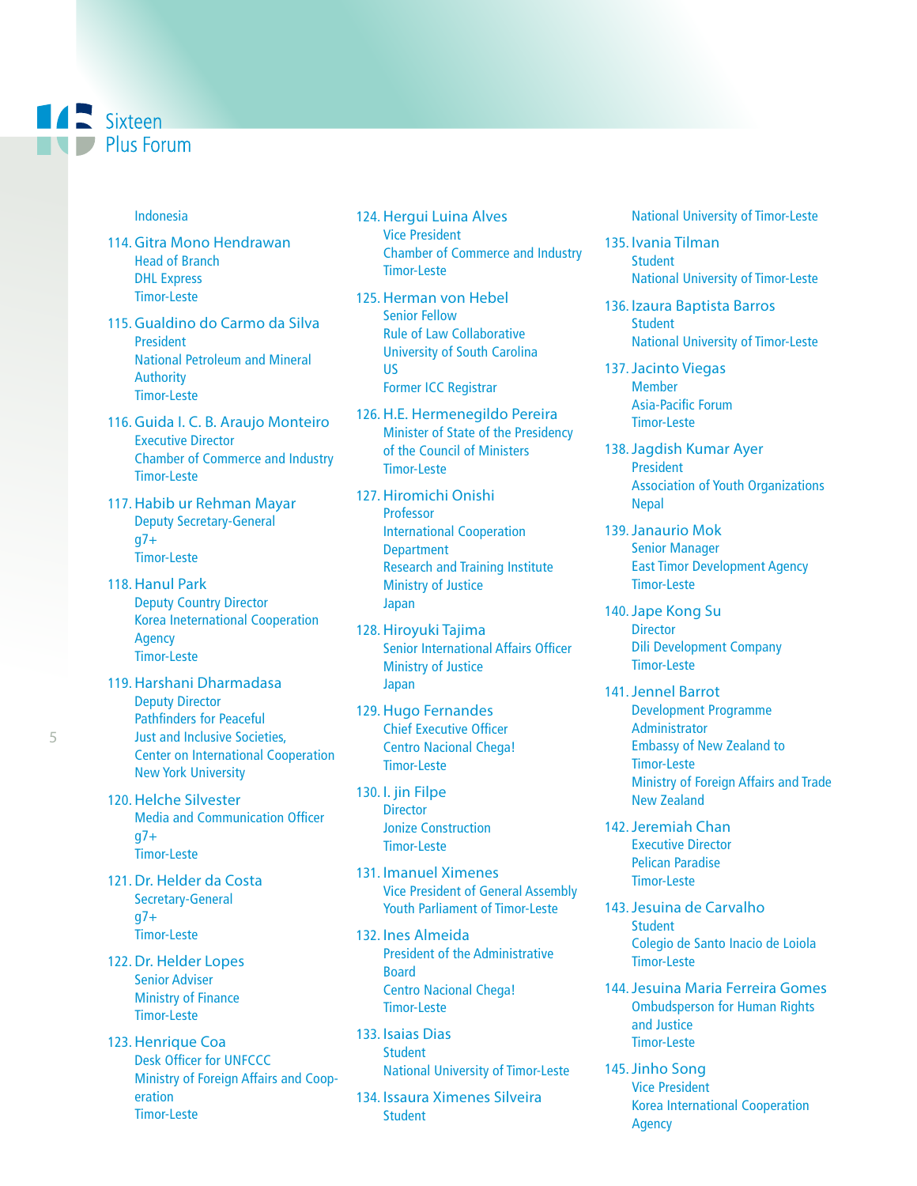Indonesia

114. Gitra Mono Hendrawan
Head of Branch
DHL Express
Timor-Leste

115. Gualdino do Carmo da Silva
President
National Petroleum and Mineral Authority
Timor-Leste

116. Guida I. C. B. Araujo Monteiro
Executive Director
Chamber of Commerce and Industry
Timor-Leste

117. Habib ur Rehman Mayar
Deputy Secretary-General
g7+
Timor-Leste

118. Hanul Park
Deputy Country Director
Korea Ineternational Cooperation Agency
Timor-Leste

119. Harshani Dharmadasa
Deputy Director
Pathfinders for Peaceful Just and Inclusive Societies,
Center on International Cooperation
New York University

120. Helche Silvester
Media and Communication Officer
g7+
Timor-Leste

121. Dr. Helder da Costa
Secretary-General
g7+
Timor-Leste

122. Dr. Helder Lopes
Senior Adviser
Ministry of Finance
Timor-Leste

123. Henrique Coa
Desk Officer for UNFCCC
Ministry of Foreign Affairs and Cooperation
Timor-Leste

124. Hergui Luina Alves
Vice President
Chamber of Commerce and Industry
Timor-Leste

125. Herman von Hebel
Senior Fellow
Rule of Law Collaborative
University of South Carolina
US
Former ICC Registrar

126. H.E. Hermenegildo Pereira
Minister of State of the Presidency of the Council of Ministers
Timor-Leste

127. Hiromichi Onishi
Professor
International Cooperation Department
Research and Training Institute
Ministry of Justice
Japan

128. Hiroyuki Tajima
Senior International Affairs Officer
Ministry of Justice
Japan

129. Hugo Fernandes
Chief Executive Officer
Centro Nacional Chega!
Timor-Leste

130. I. jin Filpe
Director
Jonize Construction
Timor-Leste

131. Imanuel Ximenes
Vice President of General Assembly
Youth Parliament of Timor-Leste

132. Ines Almeida
President of the Administrative Board
Centro Nacional Chega!
Timor-Leste

133. Isaias Dias
Student
National University of Timor-Leste

134. Issaura Ximenes Silveira
Student
National University of Timor-Leste

135. Ivania Tilman
Student
National University of Timor-Leste

136. Izaura Baptista Barros
Student
National University of Timor-Leste

137. Jacinto Viegas
Member
Asia-Pacific Forum
Timor-Leste

138. Jagdish Kumar Ayer
President
Association of Youth Organizations
Nepal

139. Janaurio Mok
Senior Manager
East Timor Development Agency
Timor-Leste

140. Jape Kong Su
Director
Dili Development Company
Timor-Leste

141. Jennel Barrot
Development Programme Administrator
Embassy of New Zealand to Timor-Leste
Ministry of Foreign Affairs and Trade
New Zealand

142. Jeremiah Chan
Executive Director
Pelican Paradise
Timor-Leste

143. Jesuina de Carvalho
Student
Colegio de Santo Inacio de Loiola
Timor-Leste

144. Jesuina Maria Ferreira Gomes
Ombudsperson for Human Rights and Justice
Timor-Leste

145. Jinho Song
Vice President
Korea International Cooperation Agency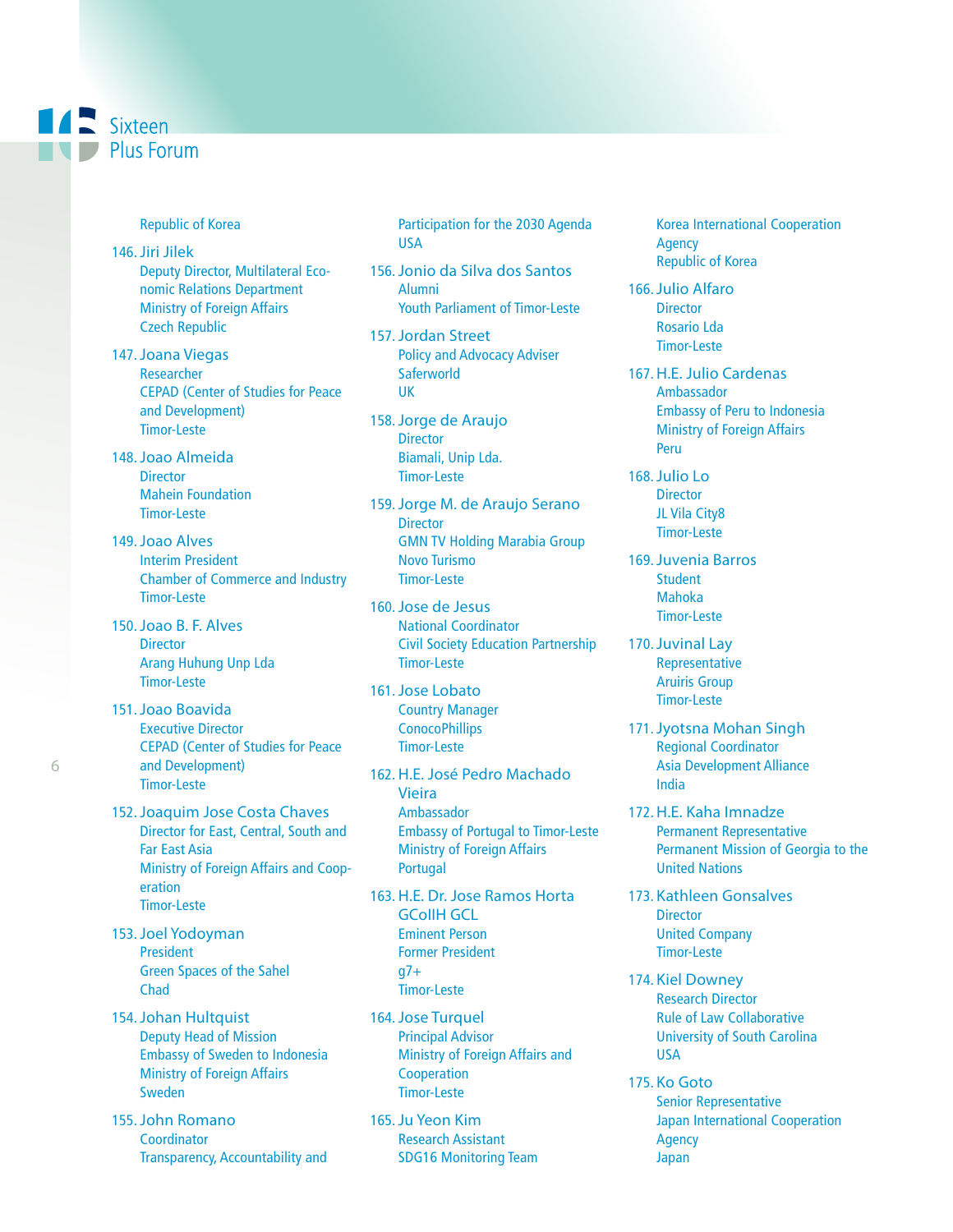Republic of Korea

146. Jiri Jilek
Deputy Director, Multilateral Economic Relations Department
Ministry of Foreign Affairs
Czech Republic

147. Joana Viegas
Researcher
CEPAD (Center of Studies for Peace and Development)
Timor-Leste

148. Joao Almeida
Director
Mahein Foundation
Timor-Leste

149. Joao Alves
Interim President
Chamber of Commerce and Industry
Timor-Leste

150. Joao B. F. Alves
Director
Arang Huhung Unp Lda
Timor-Leste

151. Joao Boavida
Executive Director
CEPAD (Center of Studies for Peace and Development)
Timor-Leste

152. Joaquim Jose Costa Chaves
Director for East, Central, South and Far East Asia
Ministry of Foreign Affairs and Cooperation
Timor-Leste

153. Joel Yodoyman
President
Green Spaces of the Sahel
Chad

154. Johan Hultquist
Deputy Head of Mission
Embassy of Sweden to Indonesia
Ministry of Foreign Affairs
Sweden

155. John Romano
Coordinator
Transparency, Accountability and Participation for the 2030 Agenda
USA

156. Jonio da Silva dos Santos
Alumni
Youth Parliament of Timor-Leste

157. Jordan Street
Policy and Advocacy Adviser
Saferworld
UK

158. Jorge de Araujo
Director
Biamali, Unip Lda.
Timor-Leste

159. Jorge M. de Araujo Serano
Director
GMN TV Holding Marabia Group
Novo Turismo
Timor-Leste

160. Jose de Jesus
National Coordinator
Civil Society Education Partnership
Timor-Leste

161. Jose Lobato
Country Manager
ConocoPhillips
Timor-Leste

162. H.E. José Pedro Machado Vieira
Ambassador
Embassy of Portugal to Timor-Leste
Ministry of Foreign Affairs
Portugal

163. H.E. Dr. Jose Ramos Horta GCollH GCL
Eminent Person
Former President
g7+
Timor-Leste

164. Jose Turquel
Principal Advisor
Ministry of Foreign Affairs and Cooperation
Timor-Leste

165. Ju Yeon Kim
Research Assistant
SDG16 Monitoring Team
Korea International Cooperation Agency
Republic of Korea

166. Julio Alfaro
Director
Rosario Lda
Timor-Leste

167. H.E. Julio Cardenas
Ambassador
Embassy of Peru to Indonesia
Ministry of Foreign Affairs
Peru

168. Julio Lo
Director
JL Vila City8
Timor-Leste

169. Juvenia Barros
Student
Mahoka
Timor-Leste

170. Juvinal Lay
Representative
Aruiris Group
Timor-Leste

171. Jyotsna Mohan Singh
Regional Coordinator
Asia Development Alliance
India

172. H.E. Kaha Imnadze
Permanent Representative
Permanent Mission of Georgia to the United Nations

173. Kathleen Gonsalves
Director
United Company
Timor-Leste

174. Kiel Downey
Research Director
Rule of Law Collaborative
University of South Carolina
USA

175. Ko Goto
Senior Representative
Japan International Cooperation Agency
Japan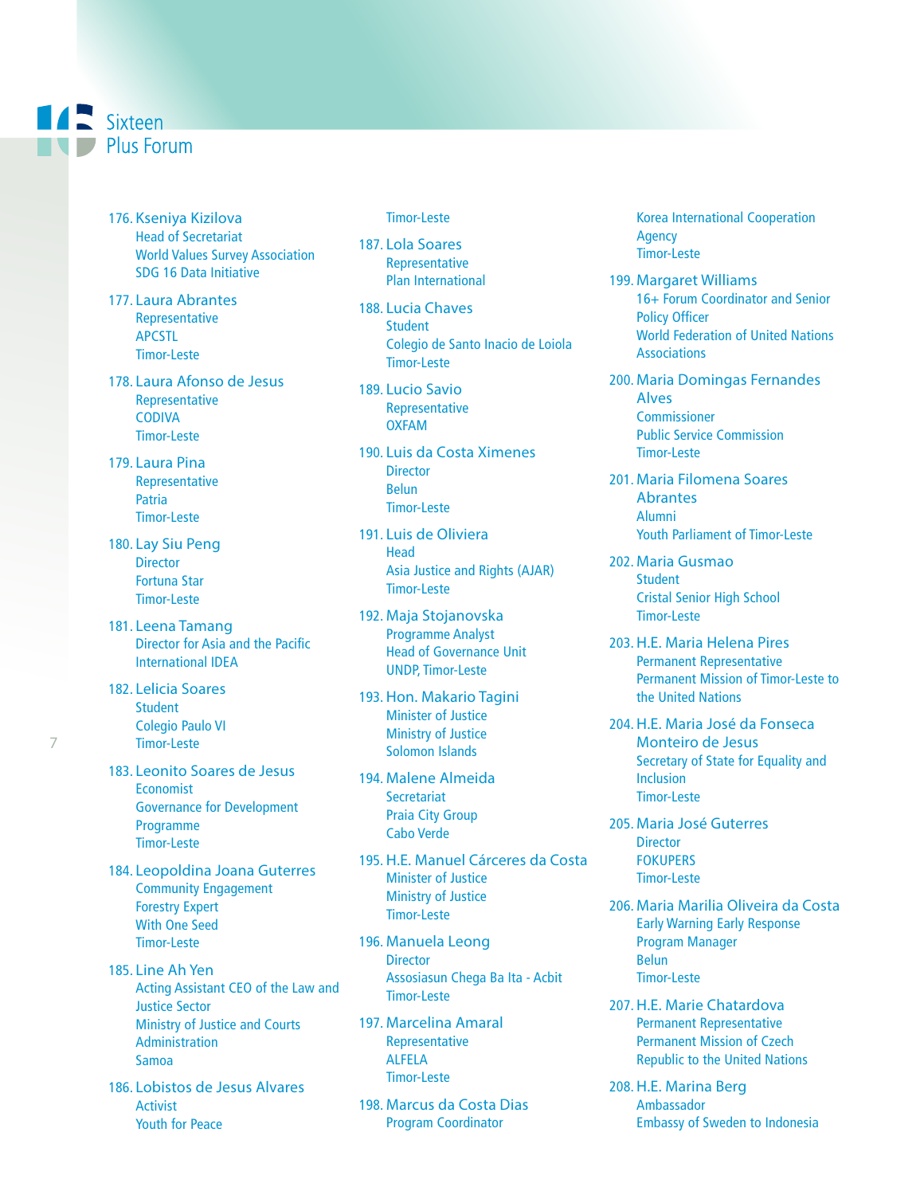176. Kseniya Kizilova
   Head of Secretariat
   World Values Survey Association
   SDG 16 Data Initiative

177. Laura Abrantes
   Representative
   APCSTL
   Timor-Leste

178. Laura Afonso de Jesus
   Representative
   CODIVA
   Timor-Leste

179. Laura Pina
   Representative
   Patria
   Timor-Leste

180. Lay Siu Peng
   Director
   Fortuna Star
   Timor-Leste

181. Leena Tamang
   Director for Asia and the Pacific
   International IDEA

182. Lelicia Soares
   Student
   Colegio Paulo VI
   Timor-Leste

183. Leonito Soares de Jesus
   Economist
   Governance for Development Programme
   Timor-Leste

184. Leopoldina Joana Guterres
   Community Engagement
   Forestry Expert
   With One Seed
   Timor-Leste

185. Line Ah Yen
   Acting Assistant CEO of the Law and Justice Sector
   Ministry of Justice and Courts Administration
   Samoa

186. Lobistos de Jesus Alvares
   Activist
   Youth for Peace
   Timor-Leste

187. Lola Soares
   Representative
   Plan International

188. Lucia Chaves
   Student
   Colegio de Santo Inacio de Loiola
   Timor-Leste

189. Lucio Savio
   Representative
   OXFAM

190. Luis da Costa Ximenes
   Director
   Belun
   Timor-Leste

191. Luis de Oliviera
   Head
   Asia Justice and Rights (AJAR)
   Timor-Leste

192. Maja Stojanovska
   Programme Analyst
   Head of Governance Unit
   UNDP, Timor-Leste

193. Hon. Makario Tagini
   Minister of Justice
   Ministry of Justice
   Solomon Islands

194. Malene Almeida
   Secretariat
   Praia City Group
   Cabo Verde

195. H.E. Manuel Cárceres da Costa
   Minister of Justice
   Ministry of Justice
   Timor-Leste

196. Manuela Leong
   Director
   Assosiasun Chega Ba Ita - Acbit
   Timor-Leste

197. Marcelina Amaral
   Representative
   ALFELA
   Timor-Leste

198. Marcus da Costa Dias
   Program Coordinator
   Korea International Cooperation Agency
   Timor-Leste

199. Margaret Williams
   16+ Forum Coordinator and Senior Policy Officer
   World Federation of United Nations Associations

200. Maria Domingas Fernandes Alves
   Commissioner
   Public Service Commission
   Timor-Leste

201. Maria Filomena Soares Abrantes
   Alumni
   Youth Parliament of Timor-Leste

202. Maria Gusmao
   Student
   Cristal Senior High School
   Timor-Leste

203. H.E. Maria Helena Pires
   Permanent Representative
   Permanent Mission of Timor-Leste to the United Nations

204. H.E. Maria José da Fonseca Monteiro de Jesus
   Secretary of State for Equality and Inclusion
   Timor-Leste

205. Maria José Guterres
   Director
   FOKUPERS
   Timor-Leste

206. Maria Marilia Oliveira da Costa
   Early Warning Early Response Program Manager
   Belun
   Timor-Leste

207. H.E. Marie Chatardova
   Permanent Representative
   Permanent Mission of Czech Republic to the United Nations

208. H.E. Marina Berg
   Ambassador
   Embassy of Sweden to Indonesia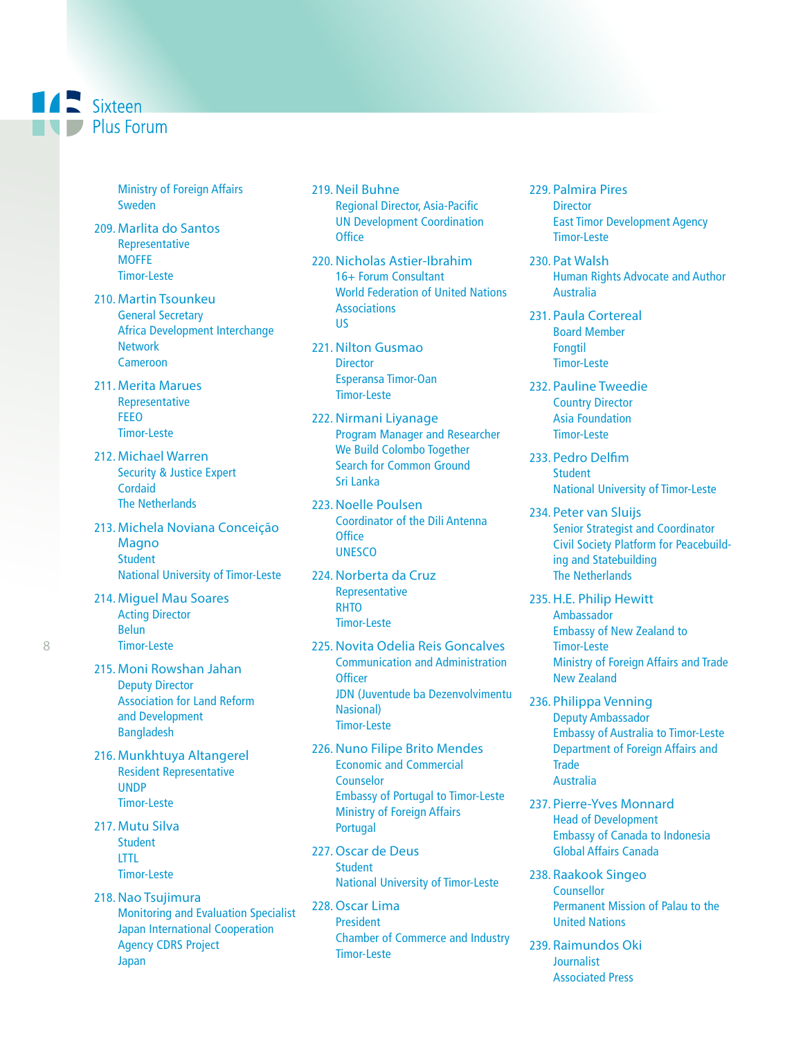Ministry of Foreign Affairs
Sweden

209. Marlita do Santos
Representative
MOFFE
Timor-Leste

210. Martin Tsounkeu
General Secretary
Africa Development Interchange Network
Cameroon

211. Merita Marues
Representative
FEEO
Timor-Leste

212. Michael Warren
Security & Justice Expert
Cordaid
The Netherlands

213. Michela Noviana Conceição Magno
Student
National University of Timor-Leste

214. Miguel Mau Soares
Acting Director
Belun
Timor-Leste

215. Moni Rowshan Jahan
Deputy Director
Association for Land Reform and Development
Bangladesh

216. Munkhtuya Altangerel
Resident Representative
UNDP
Timor-Leste

217. Mutu Silva
Student
LTTL
Timor-Leste

218. Nao Tsujimura
Monitoring and Evaluation Specialist
Japan International Cooperation Agency CDRS Project
Japan

219. Neil Buhne
Regional Director, Asia-Pacific
UN Development Coordination Office

220. Nicholas Astier-Ibrahim
16+ Forum Consultant
World Federation of United Nations Associations
US

221. Nilton Gusmao
Director
Esperansa Timor-Oan
Timor-Leste

222. Nirmani Liyanage
Program Manager and Researcher
We Build Colombo Together
Search for Common Ground
Sri Lanka

223. Noelle Poulsen
Coordinator of the Dili Antenna Office
UNESCO

224. Norberta da Cruz
Representative
RHTO
Timor-Leste

225. Novita Odelia Reis Goncalves
Communication and Administration Officer
JDN (Juventude ba Dezenvolvimentu Nasional)
Timor-Leste

226. Nuno Filipe Brito Mendes
Economic and Commercial Counselor
Embassy of Portugal to Timor-Leste
Ministry of Foreign Affairs
Portugal

227. Oscar de Deus
Student
National University of Timor-Leste

228. Oscar Lima
President
Chamber of Commerce and Industry
Timor-Leste

229. Palmira Pires
Director
East Timor Development Agency
Timor-Leste

230. Pat Walsh
Human Rights Advocate and Author
Australia

231. Paula Cortereal
Board Member
Fongtil
Timor-Leste

232. Pauline Tweedie
Country Director
Asia Foundation
Timor-Leste

233. Pedro Delfim
Student
National University of Timor-Leste

234. Peter van Sluijs
Senior Strategist and Coordinator
Civil Society Platform for Peacebuilding and Statebuilding
The Netherlands

235. H.E. Philip Hewitt
Ambassador
Embassy of New Zealand to Timor-Leste
Ministry of Foreign Affairs and Trade
New Zealand

236. Philippa Venning
Deputy Ambassador
Embassy of Australia to Timor-Leste
Department of Foreign Affairs and Trade
Australia

237. Pierre-Yves Monnard
Head of Development
Embassy of Canada to Indonesia
Global Affairs Canada

238. Raakook Singeo
Counsellor
Permanent Mission of Palau to the United Nations

239. Raimundos Oki
Journalist
Associated Press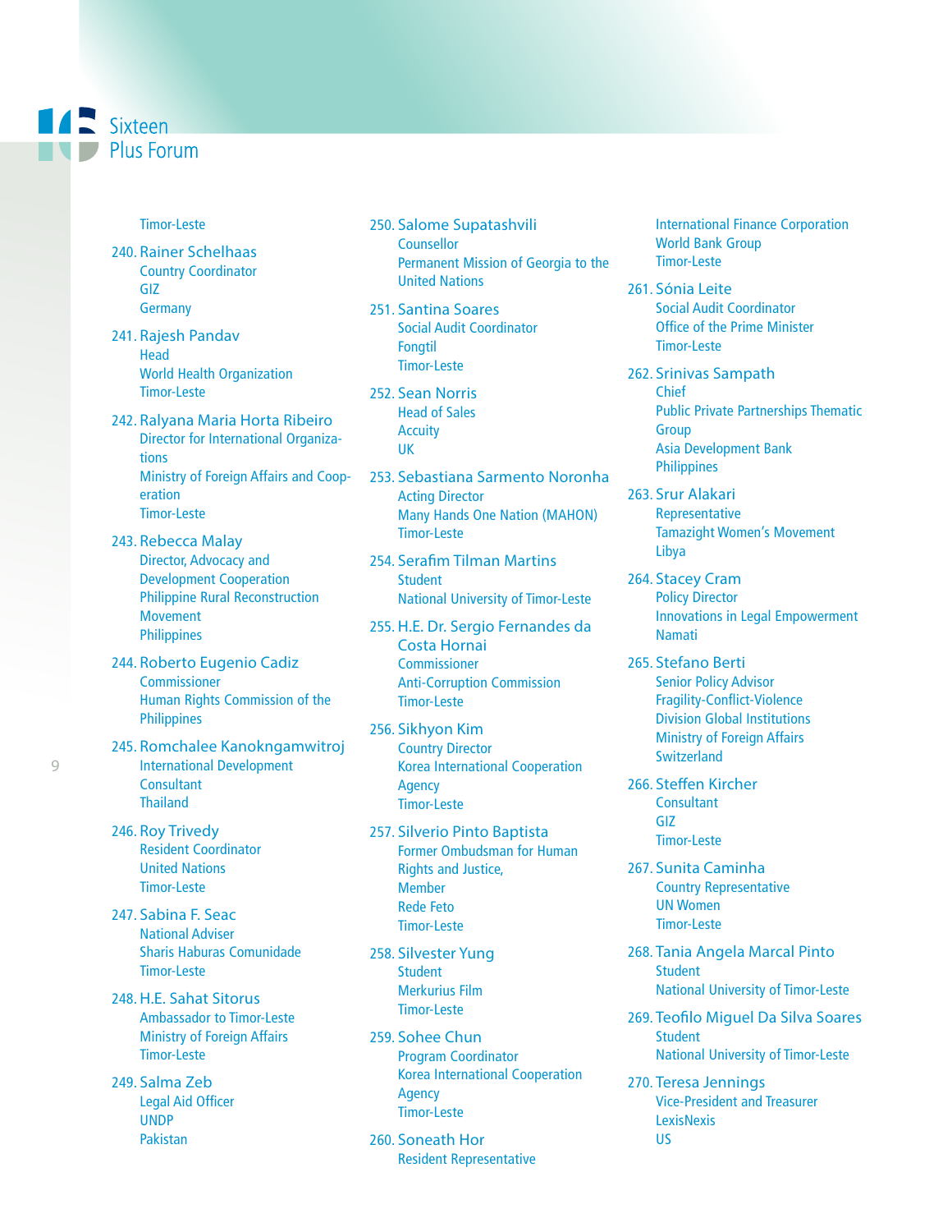Timor-Leste

240. Rainer Schelhaas
Country Coordinator
GIZ
Germany

241. Rajesh Pandav
Head
World Health Organization
Timor-Leste

242. Ralyana Maria Horta Ribeiro
Director for International Organizations
Ministry of Foreign Affairs and Cooperation
Timor-Leste

243. Rebecca Malay
Director, Advocacy and Development Cooperation
Philippine Rural Reconstruction Movement
Philippines

244. Roberto Eugenio Cadiz
Commissioner
Human Rights Commission of the Philippines

245. Romchalee Kanokngamwitroj
International Development Consultant
Thailand

246. Roy Trivedy
Resident Coordinator
United Nations
Timor-Leste

247. Sabina F. Seac
National Adviser
Sharis Haburas Comunidade
Timor-Leste

248. H.E. Sahat Sitorus
Ambassador to Timor-Leste
Ministry of Foreign Affairs
Timor-Leste

249. Salma Zeb
Legal Aid Officer
UNDP
Pakistan

250. Salome Supatashvili
Counsellor
Permanent Mission of Georgia to the United Nations

251. Santina Soares
Social Audit Coordinator
Fongtil
Timor-Leste

252. Sean Norris
Head of Sales
Accuity
UK

253. Sebastiana Sarmento Noronha
Acting Director
Many Hands One Nation (MAHON)
Timor-Leste

254. Serafim Tilman Martins
Student
National University of Timor-Leste

255. H.E. Dr. Sergio Fernandes da Costa Hornai
Commissioner
Anti-Corruption Commission
Timor-Leste

256. Sikhyon Kim
Country Director
Korea International Cooperation Agency
Timor-Leste

257. Silverio Pinto Baptista
Former Ombudsman for Human Rights and Justice,
Member
Rede Feto
Timor-Leste

258. Silvester Yung
Student
Merkurius Film
Timor-Leste

259. Sohee Chun
Program Coordinator
Korea International Cooperation Agency
Timor-Leste

260. Soneath Hor
Resident Representative
International Finance Corporation
World Bank Group
Timor-Leste

261. Sónia Leite
Social Audit Coordinator
Office of the Prime Minister
Timor-Leste

262. Srinivas Sampath
Chief
Public Private Partnerships Thematic Group
Asia Development Bank
Philippines

263. Srur Alakari
Representative
Tamazight Women's Movement
Libya

264. Stacey Cram
Policy Director
Innovations in Legal Empowerment
Namati

265. Stefano Berti
Senior Policy Advisor
Fragility-Conflict-Violence
Division Global Institutions
Ministry of Foreign Affairs
Switzerland

266. Steffen Kircher
Consultant
GIZ
Timor-Leste

267. Sunita Caminha
Country Representative
UN Women
Timor-Leste

268. Tania Angela Marcal Pinto
Student
National University of Timor-Leste

269. Teofilo Miguel Da Silva Soares
Student
National University of Timor-Leste

270. Teresa Jennings
Vice-President and Treasurer
LexisNexis
US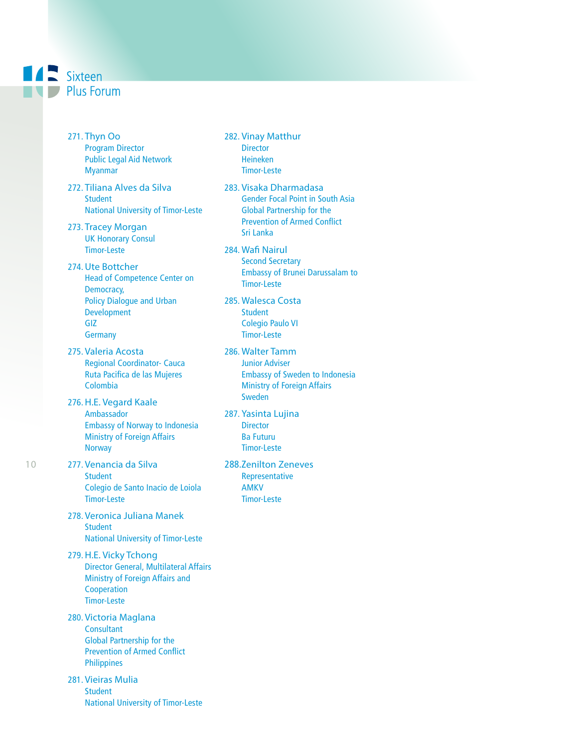271. Thyn Oo
Program Director
Public Legal Aid Network
Myanmar

272. Tiliana Alves da Silva
Student
National University of Timor-Leste

273. Tracey Morgan
UK Honorary Consul
Timor-Leste

274. Ute Bottcher
Head of Competence Center on Democracy,
Policy Dialogue and Urban Development
GIZ
Germany

275. Valeria Acosta
Regional Coordinator- Cauca
Ruta Pacifica de las Mujeres
Colombia

276. H.E. Vegard Kaale
Ambassador
Embassy of Norway to Indonesia
Ministry of Foreign Affairs
Norway

277. Venancia da Silva
Student
Colegio de Santo Inacio de Loiola
Timor-Leste

278. Veronica Juliana Manek
Student
National University of Timor-Leste

279. H.E. Vicky Tchong
Director General, Multilateral Affairs
Ministry of Foreign Affairs and Cooperation
Timor-Leste

280. Victoria Maglana
Consultant
Global Partnership for the Prevention of Armed Conflict
Philippines

281. Vieiras Mulia
Student
National University of Timor-Leste

282. Vinay Matthur
Director
Heineken
Timor-Leste

283. Visaka Dharmadasa
Gender Focal Point in South Asia
Global Partnership for the Prevention of Armed Conflict
Sri Lanka

284. Wafi Nairul
Second Secretary
Embassy of Brunei Darussalam to Timor-Leste

285. Walesca Costa
Student
Colegio Paulo VI
Timor-Leste

286. Walter Tamm
Junior Adviser
Embassy of Sweden to Indonesia
Ministry of Foreign Affairs
Sweden

287. Yasinta Lujina
Director
Ba Futuru
Timor-Leste

288. Zenilton Zeneves
Representative
AMKV
Timor-Leste